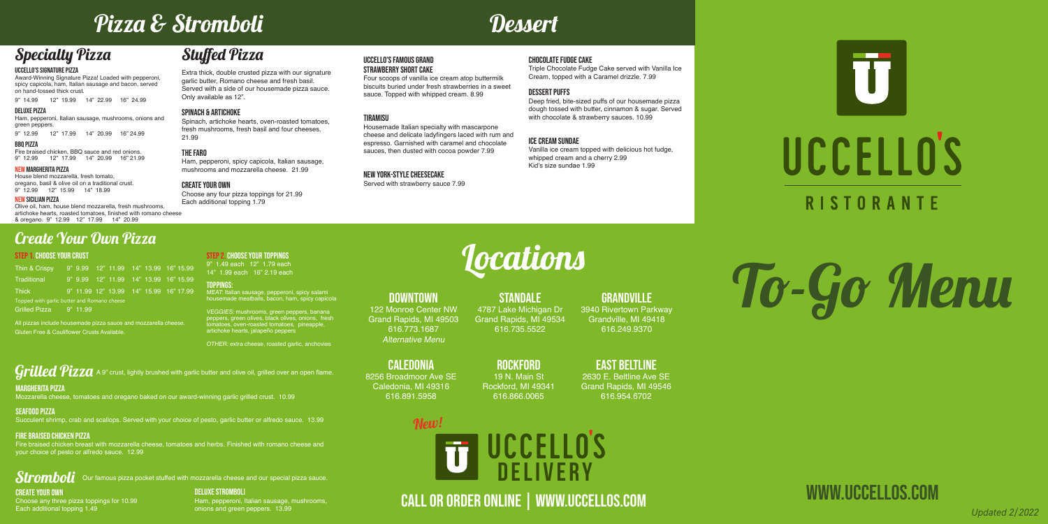# Pizza & Stromboli

## Specialty Pizza

### UCCELLO'S SIGNATURE PIZZA
Award-Winning Signature Pizza! Loaded with pepperoni, spicy capicola, ham, Italian sausage and bacon, served on hand-tossed thick crust.
9" 14.99 12" 19.99 14" 22.99 16" 24.99

### DELUXE PIZZA
Ham, pepperoni, Italian sausage, mushrooms, onions and green peppers.
9" 12.99 12" 17.99 14" 20.99 16" 24.99

### BBQ PIZZA
Fire braised chicken, BBQ sauce and red onions.
9" 12.99 12" 17.99 14" 20.99 16" 21.99

### NEW MARGHERITA PIZZA
House blend mozzarella, fresh tomato, oregano, basil & olive oil on a traditional crust.
9" 12.99 12" 15.99 14" 18.99

### NEW SICILIAN PIZZA
Olive oil, ham, house blend mozzarella, fresh mushrooms, artichoke hearts, roasted tomatoes, finished with romano cheese & oregano. 9" 12.99 12" 17.99 14" 20.99

## Stuffed Pizza

Extra thick, double crusted pizza with our signature garlic butter, Romano cheese and fresh basil. Served with a side of our housemade pizza sauce. Only available as 12".

### SPINACH & ARTICHOKE
Spinach, artichoke hearts, oven-roasted tomatoes, fresh mushrooms, fresh basil and four cheeses. 21.99

### THE FARO
Ham, pepperoni, spicy capicola, Italian sausage, mushrooms and mozzarella cheese. 21.99

### CREATE YOUR OWN
Choose any four pizza toppings for 21.99
Each additional topping 1.79

## Create Your Own Pizza

### STEP 1: CHOOSE YOUR CRUST

| Crust | 9" | 12" | 14" | 16" |
|---|---|---|---|---|
| Thin & Crispy | 9.99 | 11.99 | 13.99 | 15.99 |
| Traditional | 9.99 | 11.99 | 13.99 | 15.99 |
| Thick | 11.99 | 13.99 | 15.99 | 17.99 |

Topped with garlic butter and Romano cheese

| Grilled Pizza | 9" 11.99 |
|---|---|

All pizzas include housemade pizza sauce and mozzarella cheese.
Gluten Free & Cauliflower Crusts Available.

### STEP 2: CHOOSE YOUR TOPPINGS
9" 1.49 each 12" 1.79 each
14" 1.99 each 16" 2.19 each

**TOPPINGS:**

*MEAT:* Italian sausage, pepperoni, spicy salami housemade meatballs, bacon, ham, spicy capicola

*VEGGIES:* mushrooms, green peppers, banana peppers, green olives, black olives, onions, fresh tomatoes, oven-roasted tomatoes, pineapple, artichoke hearts, jalapeño peppers

*OTHER:* extra cheese, roasted garlic, anchovies

## Grilled Pizza

A 9" crust, lightly brushed with garlic butter and olive oil, grilled over an open flame.

### MARGHERITA PIZZA
Mozzarella cheese, tomatoes and oregano baked on our award-winning garlic grilled crust. 10.99

### SEAFOOD PIZZA
Succulent shrimp, crab and scallops. Served with your choice of pesto, garlic butter or alfredo sauce. 13.99

### FIRE BRAISED CHICKEN PIZZA
Fire braised chicken breast with mozzarella cheese, tomatoes and herbs. Finished with romano cheese and your choice of pesto or alfredo sauce. 12.99

## Stromboli

Our famous pizza pocket stuffed with mozzarella cheese and our special pizza sauce.

### CREATE YOUR OWN
Choose any three pizza toppings for 10.99
Each additional topping 1.49

### DELUXE STROMBOLI
Ham, pepperoni, Italian sausage, mushrooms, onions and green peppers. 13.99

# Dessert

### UCCELLO'S FAMOUS GRAND STRAWBERRY SHORT CAKE
Four scoops of vanilla ice cream atop buttermilk biscuits buried under fresh strawberries in a sweet sauce. Topped with whipped cream. 8.99

### TIRAMISU
Housemade Italian specialty with mascarpone cheese and delicate ladyfingers laced with rum and espresso. Garnished with caramel and chocolate sauces, then dusted with cocoa powder 7.99

### NEW YORK-STYLE CHEESECAKE
Served with strawberry sauce 7.99

### CHOCOLATE FUDGE CAKE
Triple Chocolate Fudge Cake served with Vanilla Ice Cream, topped with a Caramel drizzle. 7.99

### DESSERT PUFFS
Deep fried, bite-sized puffs of our housemade pizza dough tossed with butter, cinnamon & sugar. Served with chocolate & strawberry sauces. 10.99

### ICE CREAM SUNDAE
Vanilla ice cream topped with delicious hot fudge, whipped cream and a cherry 2.99
Kid's size sundae 1.99

# Locations

### DOWNTOWN
122 Monroe Center NW
Grand Rapids, MI 49503
616.773.1687
*Alternative Menu*

### STANDALE
4787 Lake Michigan Dr
Grand Rapids, MI 49534
616.735.5522

### GRANDVILLE
3940 Rivertown Parkway
Grandville, MI 49418
616.249.9370

### CALEDONIA
8256 Broadmoor Ave SE
Caledonia, MI 49316
616.891.5958

### ROCKFORD
19 N. Main St
Rockford, MI 49341
616.866.0065

### EAST BELTLINE
2630 E. Beltline Ave SE
Grand Rapids, MI 49546
616.954.6702

New! UCCELLO'S DELIVERY

## CALL OR ORDER ONLINE | WWW.UCCELLOS.COM

# UCCELLO'S RISTORANTE

# To-Go Menu

## WWW.UCCELLOS.COM

*Updated 2/2022*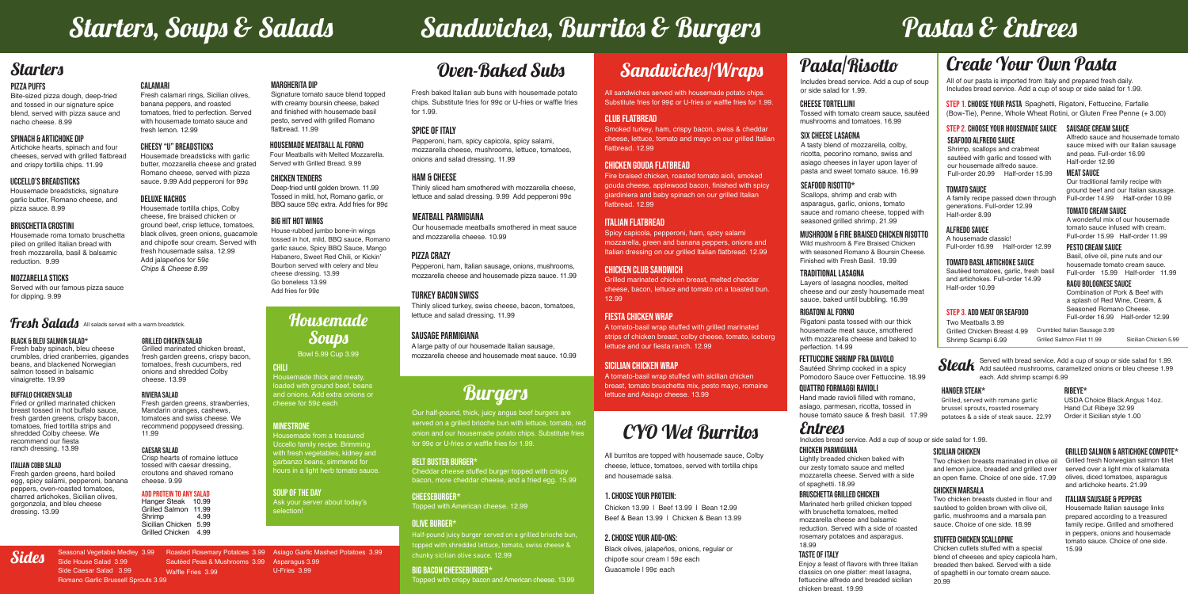# Starters, Soups & Salads

## Starters

### PIZZA PUFFS
Bite-sized pizza dough, deep-fried and tossed in our signature spice blend, served with pizza sauce and nacho cheese. 8.99

### SPINACH & ARTICHOKE DIP
Artichoke hearts, spinach and four cheeses, served with grilled flatbread and crispy tortilla chips. 11.99

### UCCELLO'S BREADSTICKS
Housemade breadsticks, signature garlic butter, Romano cheese, and pizza sauce. 8.99

### BRUSCHETTA CROSTINI
Housemade roma tomato bruschetta piled on grilled Italian bread with fresh mozzarella, basil & balsamic reduction. 9.99

### MOZZARELLA STICKS
Served with our famous pizza sauce for dipping. 9.99

### CALAMARI
Fresh calamari rings, Sicilian olives, banana peppers, and roasted tomatoes, fried to perfection. Served with housemade tomato sauce and fresh lemon. 12.99

### CHEESY "U" BREADSTICKS
Housemade breadsticks with garlic butter, mozzarella cheese and grated Romano cheese, served with pizza sauce. 9.99 Add pepperoni for 99¢

### DELUXE NACHOS
Housemade tortilla chips, Colby cheese, fire braised chicken or ground beef, crisp lettuce, tomatoes, black olives, green onions, guacamole and chipotle sour cream. Served with fresh housemade salsa. 12.99
Add jalapeños for 59¢
*Chips & Cheese 8.99*

### MARGHERITA DIP
Signature tomato sauce blend topped with creamy boursin cheese, baked and finished with housemade basil pesto, served with grilled Romano flatbread. 11.99

### HOUSEMADE MEATBALL AL FORNO
Four Meatballs with Melted Mozzarella. Served with Grilled Bread. 9.99

### CHICKEN TENDERS
Deep-fried until golden brown. 11.99
Tossed in mild, hot, Romano garlic, or BBQ sauce 59¢ extra. Add fries for 99¢

### BIG HIT HOT WINGS
House-rubbed jumbo bone-in wings tossed in hot, mild, BBQ sauce, Romano garlic sauce, Spicy BBQ Sauce, Mango Habanero, Sweet Red Chili, or Kickin' Bourbon served with celery and bleu cheese dressing. 13.99
Go boneless 13.99
Add fries for 99¢

## Fresh Salads
All salads served with a warm breadstick.

### BLACK & BLEU SALMON SALAD*
Fresh baby spinach, bleu cheese crumbles, dried cranberries, gigandes beans, and blackened Norwegian salmon tossed in balsamic vinaigrette. 19.99

### BUFFALO CHICKEN SALAD
Fried or grilled marinated chicken breast tossed in hot buffalo sauce, fresh garden greens, crispy bacon, tomatoes, fried tortilla strips and shredded Colby cheese. We recommend our fiesta ranch dressing. 13.99

### ITALIAN COBB SALAD
Fresh garden greens, hard boiled egg, spicy salami, pepperoni, banana peppers, oven-roasted tomatoes, charred artichokes, Sicilian olives, gorgonzola, and bleu cheese dressing. 13.99

### GRILLED CHICKEN SALAD
Grilled marinated chicken breast, fresh garden greens, crispy bacon, tomatoes, fresh cucumbers, red onions and shredded Colby cheese. 13.99

### RIVIERA SALAD
Fresh garden greens, strawberries, Mandarin oranges, cashews, tomatoes and swiss cheese. We recommend poppyseed dressing. 11.99

### CAESAR SALAD
Crisp hearts of romaine lettuce tossed with caesar dressing, croutons and shaved romano cheese. 9.99

### ADD PROTEIN TO ANY SALAD

| | |
|---|---|
| Hanger Steak | 10.99 |
| Grilled Salmon | 11.99 |
| Shrimp | 4.99 |
| Sicilian Chicken | 5.99 |
| Grilled Chicken | 4.99 |

## Housemade Soups
Bowl 5.99 Cup 3.99

### CHILI
Housemade thick and meaty, loaded with ground beef, beans and onions. Add extra onions or cheese for 59¢ each

### MINESTRONE
Housemade from a treasured Uccello family recipe. Brimming with fresh vegetables, kidney and garbanzo beans, simmered for hours in a light herb tomato sauce.

### SOUP OF THE DAY
Ask your server about today's selection!

## Sides
Seasonal Vegetable Medley 3.99
Side House Salad 3.99
Side Caesar Salad 3.99
Romano Garlic Brussel Sprouts 3.99
Roasted Rosemary Potatoes 3.99
Sautéed Peas & Mushrooms 3.99
Waffle Fries 3.99
Asiago Garlic Mashed Potatoes 3.99
Asparagus 3.99
U-Fries 3.99

# Sandwiches, Burritos & Burgers

## Oven-Baked Subs
Fresh baked Italian sub buns with housemade potato chips. Substitute fries for 99¢ or U-fries or waffle fries for 1.99.

### SPICE OF ITALY
Pepperoni, ham, spicy capicola, spicy salami, mozzarella cheese, mushrooms, lettuce, tomatoes, onions and salad dressing. 11.99

### HAM & CHEESE
Thinly sliced ham smothered with mozzarella cheese, lettuce and salad dressing. 9.99 Add pepperoni 99¢

### MEATBALL PARMIGIANA
Our housemade meatballs smothered in meat sauce and mozzarella cheese. 10.99

### PIZZA CRAZY
Pepperoni, ham, Italian sausage, onions, mushrooms, mozzarella cheese and housemade pizza sauce. 11.99

### TURKEY BACON SWISS
Thinly sliced turkey, swiss cheese, bacon, tomatoes, lettuce and salad dressing. 11.99

### SAUSAGE PARMIGIANA
A large patty of our housemade Italian sausage, mozzarella cheese and housemade meat sauce. 10.99

## Sandwiches/Wraps
All sandwiches served with housemade potato chips. Substitute fries for 99¢ or U-fries or waffle fries for 1.99.

### CLUB FLATBREAD
Smoked turkey, ham, crispy bacon, swiss & cheddar cheese, lettuce, tomato and mayo on our grilled Italian flatbread. 12.99

### CHICKEN GOUDA FLATBREAD
Fire braised chicken, roasted tomato aioli, smoked gouda cheese, applewood bacon, finished with spicy giardiniera and baby spinach on our grilled Italian flatbread. 12.99

### ITALIAN FLATBREAD
Spicy capicola, pepperoni, ham, spicy salami mozzarella, green and banana peppers, onions and Italian dressing on our grilled Italian flatbread. 12.99

### CHICKEN CLUB SANDWICH
Grilled marinated chicken breast, melted cheddar cheese, bacon, lettuce and tomato on a toasted bun. 12.99

### FIESTA CHICKEN WRAP
A tomato-basil wrap stuffed with grilled marinated strips of chicken breast, colby cheese, tomato, iceberg lettuce and our fiesta ranch. 12.99

### SICILIAN CHICKEN WRAP
A tomato-basil wrap stuffed with sicilian chicken breast, tomato bruschetta mix, pesto mayo, romaine lettuce and Asiago cheese. 13.99

## Burgers
Our half-pound, thick, juicy angus beef burgers are served on a grilled brioche bun with lettuce, tomato, red onion and our housemade potato chips. Substitute fries for 99¢ or U-fries or waffle fries for 1.99.

### BELT BUSTER BURGER*
Cheddar cheese stuffed burger topped with crispy bacon, more cheddar cheese, and a fried egg. 15.99

### CHEESEBURGER*
Topped with American cheese. 12.99

### OLIVE BURGER*
Half-pound juicy burger served on a grilled brioche bun, topped with shredded lettuce, tomato, swiss cheese & chunky sicilian olive sauce. 12.99

### BIG BACON CHEESEBURGER*
Topped with crispy bacon and American cheese. 13.99

## CYO Wet Burritos
All burritos are topped with housemade sauce, Colby cheese, lettuce, tomatoes, served with tortilla chips and housemade salsa.

### 1. CHOOSE YOUR PROTEIN:
Chicken 13.99 | Beef 13.99 | Bean 12.99
Beef & Bean 13.99 | Chicken & Bean 13.99

### 2. CHOOSE YOUR ADD-ONS:
Black olives, jalapeños, onions, regular or chipotle sour cream | 59¢ each
Guacamole | 99¢ each

# Pastas & Entrees

## Pasta/Risotto
Includes bread service. Add a cup of soup or side salad for 1.99.

### CHEESE TORTELLINI
Tossed with tomato cream sauce, sautéed mushrooms and tomatoes. 16.99

### SIX CHEESE LASAGNA
A tasty blend of mozzarella, colby, ricotta, pecorino romano, swiss and asiago cheeses in layer upon layer of pasta and sweet tomato sauce. 16.99

### SEAFOOD RISOTTO*
Scallops, shrimp and crab with asparagus, garlic, onions, tomato sauce and romano cheese, topped with seasoned grilled shrimp. 21.99

### MUSHROOM & FIRE BRAISED CHICKEN RISOTTO
Wild mushroom & Fire Braised Chicken with seasoned Romano & Boursin Cheese. Finished with Fresh Basil. 19.99

### TRADITIONAL LASAGNA
Layers of lasagna noodles, melted cheese and our zesty housemade meat sauce, baked until bubbling. 16.99

### RIGATONI AL FORNO
Rigatoni pasta tossed with our thick housemade meat sauce, smothered with mozzarella cheese and baked to perfection. 14.99

### FETTUCCINE SHRIMP FRA DIAVOLO
Sautéed Shrimp cooked in a spicy Pomodoro Sauce over Fettuccine. 18.99

### QUATTRO FORMAGGI RAVIOLI
Hand made ravioli filled with romano, asiago, parmesan, ricotta, tossed in house tomato sauce & fresh basil. 17.99

## Create Your Own Pasta
All of our pasta is imported from Italy and prepared fresh daily. Includes bread service. Add a cup of soup or side salad for 1.99.

**STEP 1. CHOOSE YOUR PASTA** Spaghetti, Rigatoni, Fettuccine, Farfalle (Bow-Tie), Penne, Whole Wheat Rotini, or Gluten Free Penne (+ 3.00)

**STEP 2. CHOOSE YOUR HOUSEMADE SAUCE**

### SEAFOOD ALFREDO SAUCE
Shrimp, scallops and crabmeat sautéed with garlic and tossed with our housemade alfredo sauce.
Full-order 20.99 Half-order 15.99

### TOMATO SAUCE
A family recipe passed down through generations. Full-order 12.99 Half-order 8.99

### ALFREDO SAUCE
A housemade classic!
Full-order 16.99 Half-order 12.99

### TOMATO BASIL ARTICHOKE SAUCE
Sautéed tomatoes, garlic, fresh basil and artichokes. Full-order 14.99 Half-order 10.99

### SAUSAGE CREAM SAUCE
Alfredo sauce and housemade tomato sauce mixed with our Italian sausage and peas. Full-order 16.99 Half-order 12.99

### MEAT SAUCE
Our traditional family recipe with ground beef and our Italian sausage. Full-order 14.99 Half-order 10.99

### TOMATO CREAM SAUCE
A wonderful mix of our housemade tomato sauce infused with cream. Full-order 15.99 Half-order 11.99

### PESTO CREAM SAUCE
Basil, olive oil, pine nuts and our housemade tomato cream sauce. Full-order 15.99 Half-order 11.99

### RAGU BOLOGNESE SAUCE
Combination of Pork & Beef with a splash of Red Wine, Cream, & Seasoned Romano Cheese. Full-order 16.99 Half-order 12.99

**STEP 3. ADD MEAT OR SEAFOOD**
Two Meatballs 3.99
Grilled Chicken Breast 4.99
Shrimp Scampi 6.99
Crumbled Italian Sausage 3.99
Grilled Salmon Filet 11.99
Sicilian Chicken 5.99

## Steak
Served with bread service. Add a cup of soup or side salad for 1.99. Add sautéed mushrooms, caramelized onions or bleu cheese 1.99 each. Add shrimp scampi 6.99

### HANGER STEAK*
Grilled, served with romano garlic brussel sprouts, roasted rosemary potatoes & a side of steak sauce. 22.99

### RIBEYE*
USDA Choice Black Angus 14oz. Hand Cut Ribeye 32.99
Order it Sicilian style 1.00

## Entrees
Includes bread service. Add a cup of soup or side salad for 1.99.

### CHICKEN PARMIGIANA
Lightly breaded chicken baked with our zesty tomato sauce and melted mozzarella cheese. Served with a side of spaghetti. 18.99

### BRUSCHETTA GRILLED CHICKEN
Marinated herb grilled chicken topped with bruschetta tomatoes, melted mozzarella cheese and balsamic reduction. Served with a side of roasted rosemary potatoes and asparagus. 18.99

### TASTE OF ITALY
Enjoy a feast of flavors with three Italian classics on one platter: meat lasagna, fettuccine alfredo and breaded sicilian chicken breast. 19.99

### SICILIAN CHICKEN
Two chicken breasts marinated in olive oil and lemon juice, breaded and grilled over an open flame. Choice of one side. 17.99

### CHICKEN MARSALA
Two chicken breasts dusted in flour and sautéed to golden brown with olive oil, garlic, mushrooms and a marsala pan sauce. Choice of one side. 18.99

### STUFFED CHICKEN SCALLOPINE
Chicken cutlets stuffed with a special blend of cheeses and spicy capicola ham, breaded then baked. Served with a side of spaghetti in our tomato cream sauce. 20.99

### GRILLED SALMON & ARTICHOKE COMPOTE*
Grilled fresh Norwegian salmon fillet served over a light mix of kalamata olives, diced tomatoes, asparagus and artichoke hearts. 21.99

### ITALIAN SAUSAGE & PEPPERS
Housemade Italian sausage links prepared according to a treasured family recipe. Grilled and smothered in peppers, onions and housemade tomato sauce. Choice of one side. 15.99